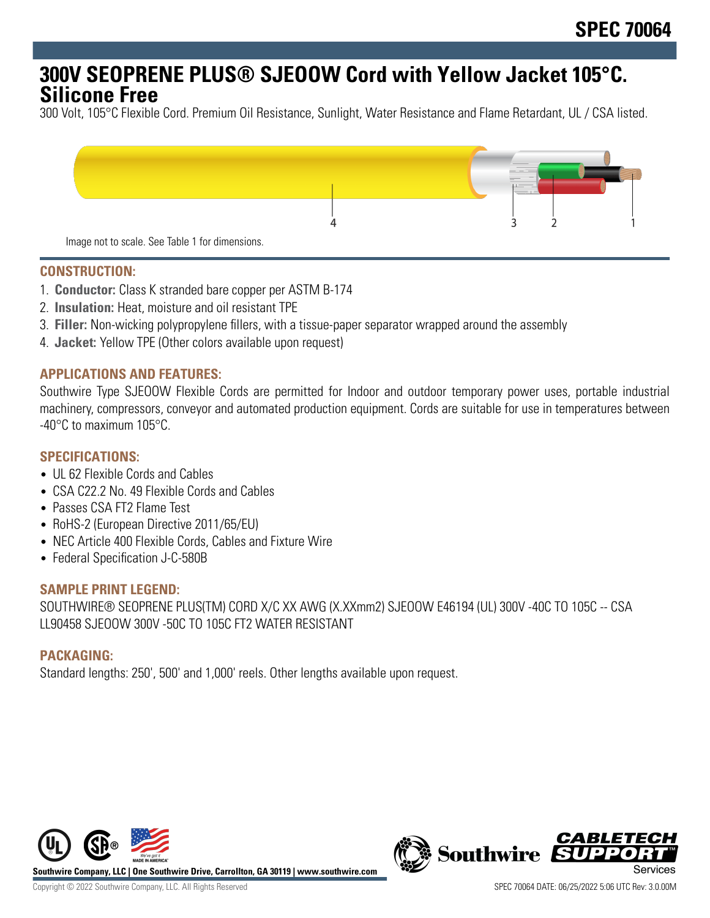# SPEC 70064

## 300V SEOPRENE PLUS® SJEOOW Cord with Yellow Jacket 105°C. Silicone Free

300 Volt, 105°C Flexible Cord. Premium Oil Resistance, Sunlight, Water Resistance and Flame Retardant, UL / CSA listed.

Image not to scale. See Table 1 for dimensions.

### CONSTRUCTION:

1. **Conductor:** Class K stranded bare copper per ASTM B-174
2. **Insulation:** Heat, moisture and oil resistant TPE
3. **Filler:** Non-wicking polypropylene fillers, with a tissue-paper separator wrapped around the assembly
4. **Jacket:** Yellow TPE (Other colors available upon request)

### APPLICATIONS AND FEATURES:

Southwire Type SJEOOW Flexible Cords are permitted for Indoor and outdoor temporary power uses, portable industrial machinery, compressors, conveyor and automated production equipment. Cords are suitable for use in temperatures between -40°C to maximum 105°C.

### SPECIFICATIONS:

- UL 62 Flexible Cords and Cables
- CSA C22.2 No. 49 Flexible Cords and Cables
- Passes CSA FT2 Flame Test
- RoHS-2 (European Directive 2011/65/EU)
- NEC Article 400 Flexible Cords, Cables and Fixture Wire
- Federal Specification J-C-580B

### SAMPLE PRINT LEGEND:

SOUTHWIRE® SEOPRENE PLUS(TM) CORD X/C XX AWG (X.XXmm2) SJEOOW E46194 (UL) 300V -40C TO 105C -- CSA LL90458 SJEOOW 300V -50C TO 105C FT2 WATER RESISTANT

### PACKAGING:

Standard lengths: 250', 500' and 1,000' reels. Other lengths available upon request.

Southwire Company, LLC | One Southwire Drive, Carrollton, GA 30119 | www.southwire.com

Copyright © 2022 Southwire Company, LLC. All Rights Reserved

SPEC 70064 DATE: 06/25/2022 5:06 UTC Rev: 3.0.00M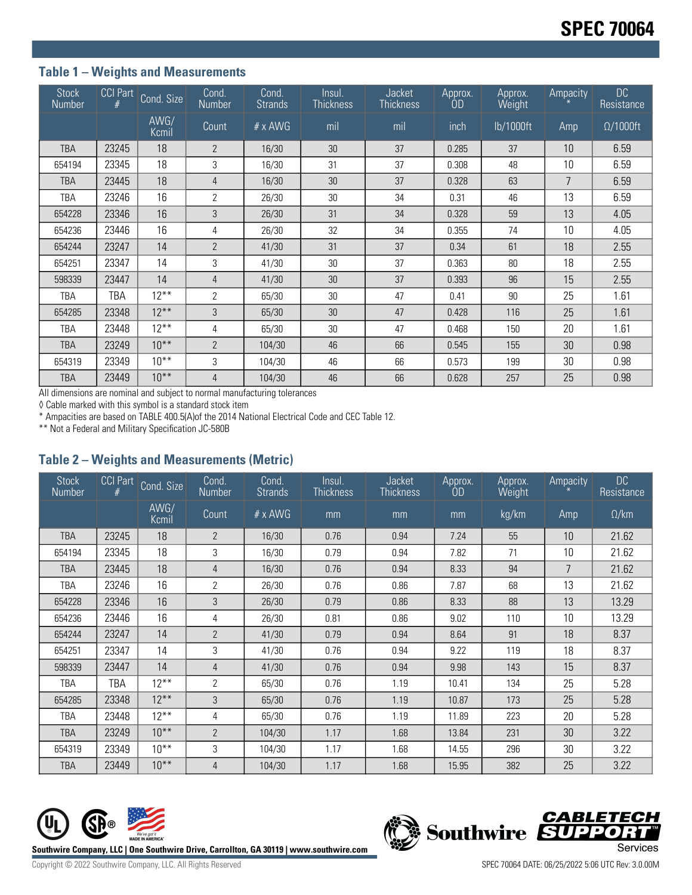# SPEC 70064

## Table 1 – Weights and Measurements

| Stock Number | CCI Part # | Cond. Size | Cond. Number | Cond. Strands | Insul. Thickness | Jacket Thickness | Approx. OD | Approx. Weight | Ampacity * | DC Resistance |
|---|---|---|---|---|---|---|---|---|---|---|
| | | AWG/ Kcmil | Count | # x AWG | mil | mil | inch | lb/1000ft | Amp | Ω/1000ft |
| TBA | 23245 | 18 | 2 | 16/30 | 30 | 37 | 0.285 | 37 | 10 | 6.59 |
| 654194 | 23345 | 18 | 3 | 16/30 | 31 | 37 | 0.308 | 48 | 10 | 6.59 |
| TBA | 23445 | 18 | 4 | 16/30 | 30 | 37 | 0.328 | 63 | 7 | 6.59 |
| TBA | 23246 | 16 | 2 | 26/30 | 30 | 34 | 0.31 | 46 | 13 | 6.59 |
| 654228 | 23346 | 16 | 3 | 26/30 | 31 | 34 | 0.328 | 59 | 13 | 4.05 |
| 654236 | 23446 | 16 | 4 | 26/30 | 32 | 34 | 0.355 | 74 | 10 | 4.05 |
| 654244 | 23247 | 14 | 2 | 41/30 | 31 | 37 | 0.34 | 61 | 18 | 2.55 |
| 654251 | 23347 | 14 | 3 | 41/30 | 30 | 37 | 0.363 | 80 | 18 | 2.55 |
| 598339 | 23447 | 14 | 4 | 41/30 | 30 | 37 | 0.393 | 96 | 15 | 2.55 |
| TBA | TBA | 12** | 2 | 65/30 | 30 | 47 | 0.41 | 90 | 25 | 1.61 |
| 654285 | 23348 | 12** | 3 | 65/30 | 30 | 47 | 0.428 | 116 | 25 | 1.61 |
| TBA | 23448 | 12** | 4 | 65/30 | 30 | 47 | 0.468 | 150 | 20 | 1.61 |
| TBA | 23249 | 10** | 2 | 104/30 | 46 | 66 | 0.545 | 155 | 30 | 0.98 |
| 654319 | 23349 | 10** | 3 | 104/30 | 46 | 66 | 0.573 | 199 | 30 | 0.98 |
| TBA | 23449 | 10** | 4 | 104/30 | 46 | 66 | 0.628 | 257 | 25 | 0.98 |

All dimensions are nominal and subject to normal manufacturing tolerances

◊ Cable marked with this symbol is a standard stock item

* Ampacities are based on TABLE 400.5(A)of the 2014 National Electrical Code and CEC Table 12.

** Not a Federal and Military Specification JC-580B

## Table 2 – Weights and Measurements (Metric)

| Stock Number | CCI Part # | Cond. Size | Cond. Number | Cond. Strands | Insul. Thickness | Jacket Thickness | Approx. OD | Approx. Weight | Ampacity * | DC Resistance |
|---|---|---|---|---|---|---|---|---|---|---|
| | | AWG/ Kcmil | Count | # x AWG | mm | mm | mm | kg/km | Amp | Ω/km |
| TBA | 23245 | 18 | 2 | 16/30 | 0.76 | 0.94 | 7.24 | 55 | 10 | 21.62 |
| 654194 | 23345 | 18 | 3 | 16/30 | 0.79 | 0.94 | 7.82 | 71 | 10 | 21.62 |
| TBA | 23445 | 18 | 4 | 16/30 | 0.76 | 0.94 | 8.33 | 94 | 7 | 21.62 |
| TBA | 23246 | 16 | 2 | 26/30 | 0.76 | 0.86 | 7.87 | 68 | 13 | 21.62 |
| 654228 | 23346 | 16 | 3 | 26/30 | 0.79 | 0.86 | 8.33 | 88 | 13 | 13.29 |
| 654236 | 23446 | 16 | 4 | 26/30 | 0.81 | 0.86 | 9.02 | 110 | 10 | 13.29 |
| 654244 | 23247 | 14 | 2 | 41/30 | 0.79 | 0.94 | 8.64 | 91 | 18 | 8.37 |
| 654251 | 23347 | 14 | 3 | 41/30 | 0.76 | 0.94 | 9.22 | 119 | 18 | 8.37 |
| 598339 | 23447 | 14 | 4 | 41/30 | 0.76 | 0.94 | 9.98 | 143 | 15 | 8.37 |
| TBA | TBA | 12** | 2 | 65/30 | 0.76 | 1.19 | 10.41 | 134 | 25 | 5.28 |
| 654285 | 23348 | 12** | 3 | 65/30 | 0.76 | 1.19 | 10.87 | 173 | 25 | 5.28 |
| TBA | 23448 | 12** | 4 | 65/30 | 0.76 | 1.19 | 11.89 | 223 | 20 | 5.28 |
| TBA | 23249 | 10** | 2 | 104/30 | 1.17 | 1.68 | 13.84 | 231 | 30 | 3.22 |
| 654319 | 23349 | 10** | 3 | 104/30 | 1.17 | 1.68 | 14.55 | 296 | 30 | 3.22 |
| TBA | 23449 | 10** | 4 | 104/30 | 1.17 | 1.68 | 15.95 | 382 | 25 | 3.22 |

Southwire Company, LLC | One Southwire Drive, Carrollton, GA 30119 | www.southwire.com

Copyright © 2022 Southwire Company, LLC. All Rights Reserved

SPEC 70064 DATE: 06/25/2022 5:06 UTC Rev: 3.0.00M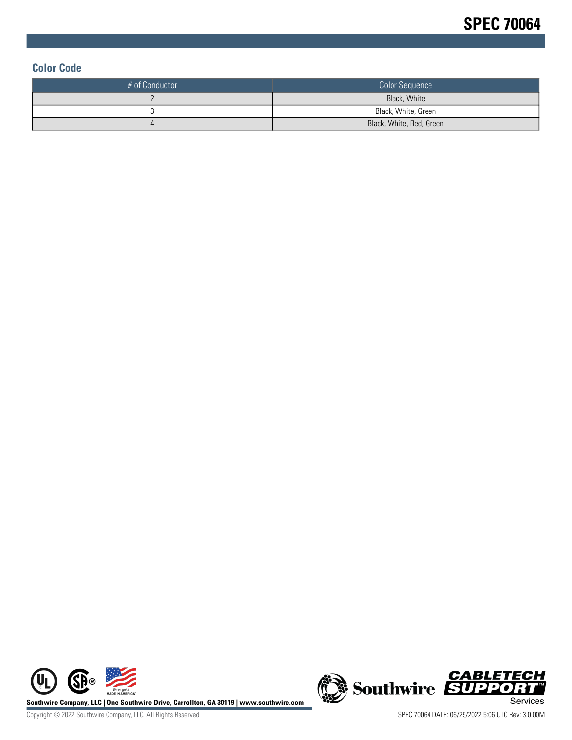## Color Code

| # of Conductor | Color Sequence |
|---|---|
| 2 | Black, White |
| 3 | Black, White, Green |
| 4 | Black, White, Red, Green |

**Southwire Company, LLC | One Southwire Drive, Carrollton, GA 30119 | www.southwire.com**

Copyright © 2022 Southwire Company, LLC. All Rights Reserved

SPEC 70064 DATE: 06/25/2022 5:06 UTC Rev: 3.0.00M